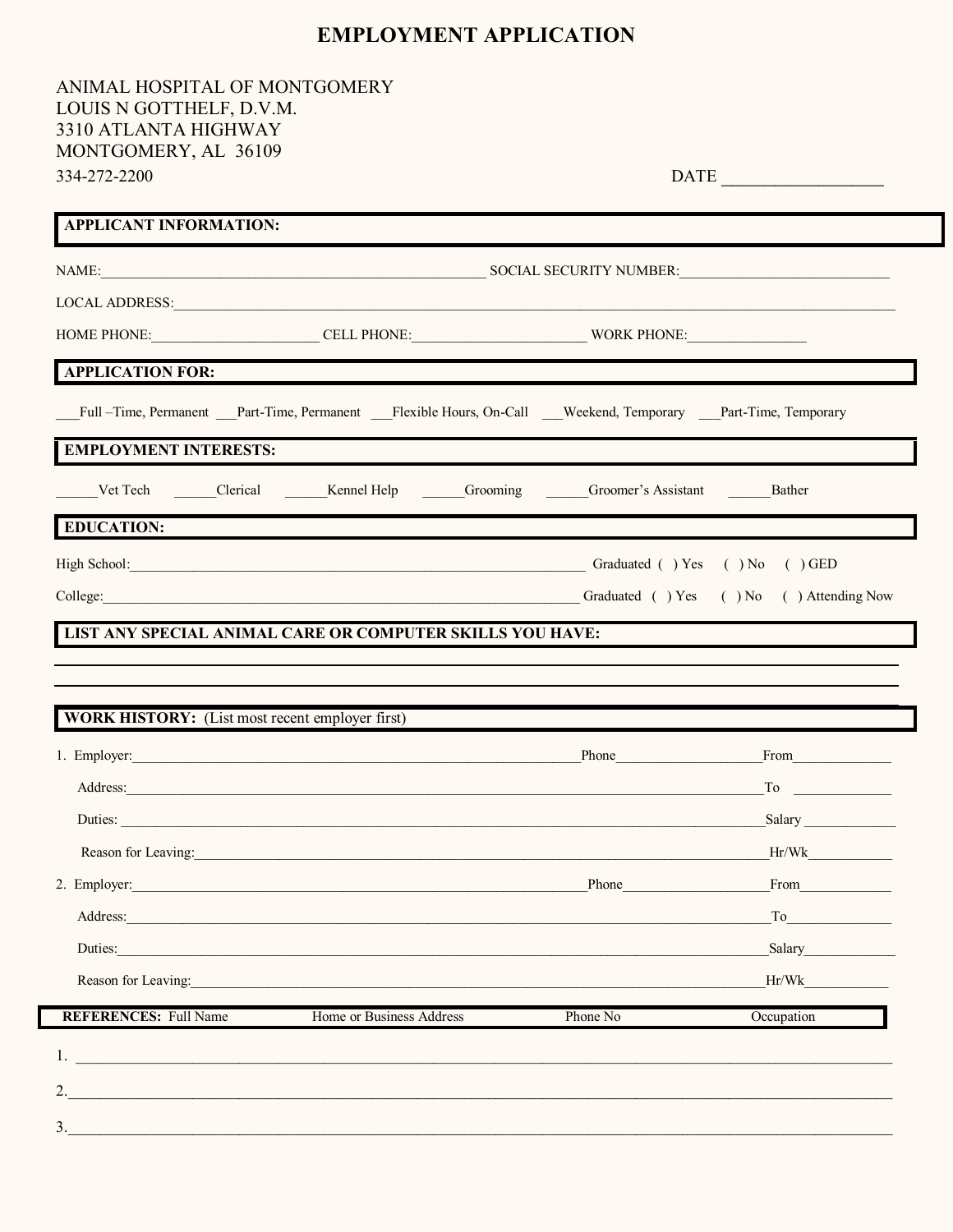# EMPLOYMENT APPLICATION

ANIMAL HOSPITAL OF MONTGOMERY
LOUIS N GOTTHELF, D.V.M.
3310 ATLANTA HIGHWAY
MONTGOMERY, AL 36109
334-272-2200

DATE ___________________

## APPLICANT INFORMATION:

NAME:_______________________________________________ SOCIAL SECURITY NUMBER:___________________________

LOCAL ADDRESS:_______________________________________________________________________________________

HOME PHONE:_______________________ CELL PHONE:_______________________ WORK PHONE:________________

## APPLICATION FOR:

___Full –Time, Permanent ___Part-Time, Permanent ___Flexible Hours, On-Call ___Weekend, Temporary ___Part-Time, Temporary

## EMPLOYMENT INTERESTS:

______Vet Tech ______Clerical ______Kennel Help ______Grooming ______Groomer's Assistant ______Bather

## EDUCATION:

High School:____________________________________________________________ Graduated ( ) Yes ( ) No ( ) GED

College:_______________________________________________________________ Graduated ( ) Yes ( ) No ( ) Attending Now

## LIST ANY SPECIAL ANIMAL CARE OR COMPUTER SKILLS YOU HAVE:

_____________________________________________________________________________________________________

_____________________________________________________________________________________________________

## WORK HISTORY: (List most recent employer first)

1. Employer:_____________________________________________________Phone____________________From______________

   Address:_______________________________________________________________________________To ______________

   Duties: _______________________________________________________________________________Salary _____________

   Reason for Leaving:_____________________________________________________________________Hr/Wk____________

2. Employer:_____________________________________________________Phone____________________From_____________

   Address:_______________________________________________________________________________To______________

   Duties:________________________________________________________________________________Salary_____________

   Reason for Leaving:_____________________________________________________________________Hr/Wk____________

## REFERENCES:

| Full Name | Home or Business Address | Phone No | Occupation |
|---|---|---|---|
| 1. | | | |
| 2. | | | |
| 3. | | | |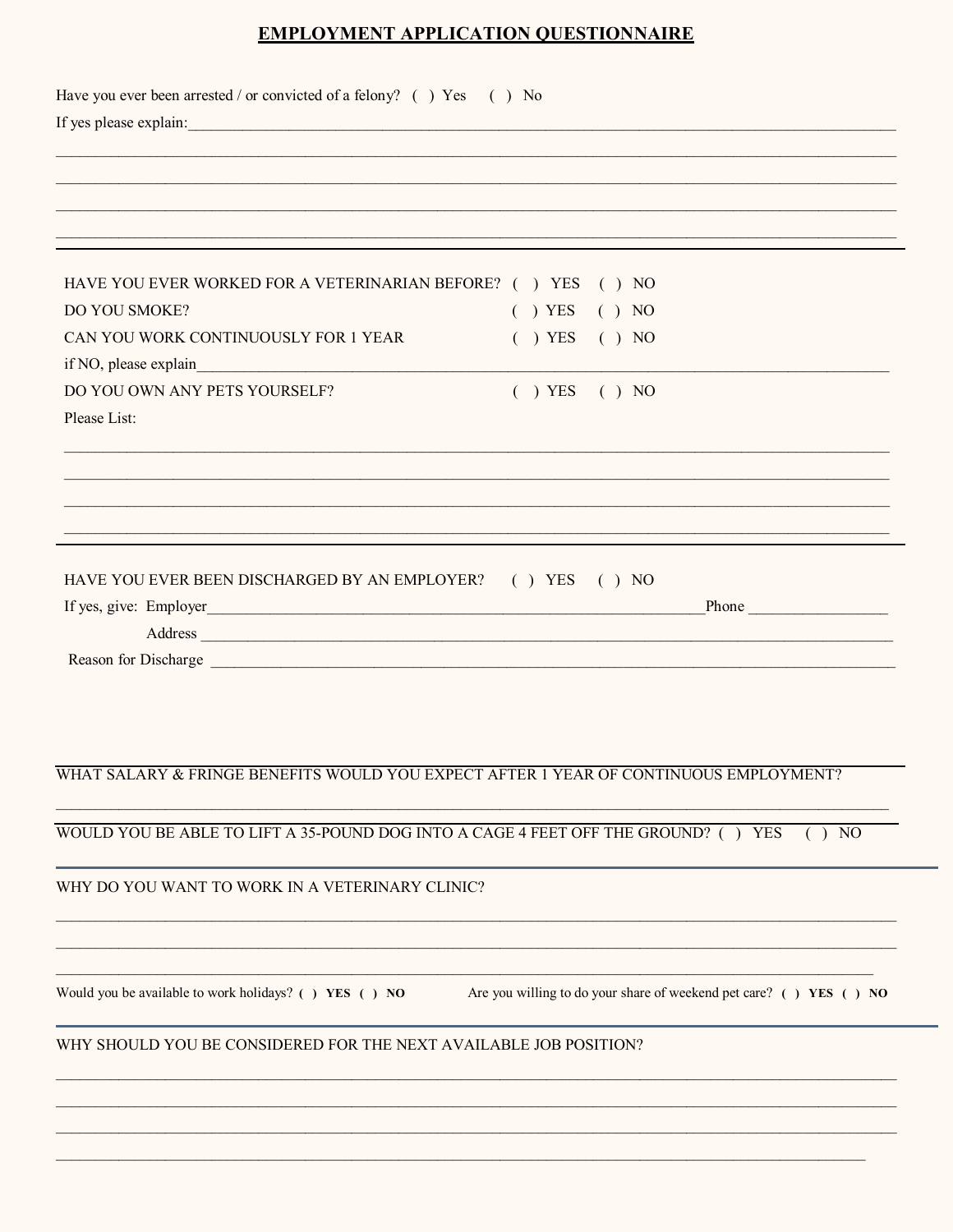# EMPLOYMENT APPLICATION QUESTIONNAIRE

Have you ever been arrested / or convicted of a felony? ( ) Yes ( ) No

If yes please explain:______________________________________________________________________________

______________________________________________________________________________________________

______________________________________________________________________________________________

______________________________________________________________________________________________

______________________________________________________________________________________________

---

HAVE YOU EVER WORKED FOR A VETERINARIAN BEFORE? ( ) YES ( ) NO

DO YOU SMOKE? ( ) YES ( ) NO

CAN YOU WORK CONTINUOUSLY FOR 1 YEAR ( ) YES ( ) NO

if NO, please explain______________________________________________________________________________

DO YOU OWN ANY PETS YOURSELF? ( ) YES ( ) NO

Please List:

______________________________________________________________________________________________

______________________________________________________________________________________________

______________________________________________________________________________________________

______________________________________________________________________________________________

---

HAVE YOU EVER BEEN DISCHARGED BY AN EMPLOYER? ( ) YES ( ) NO

If yes, give: Employer____________________________________________________________Phone _________________

Address ____________________________________________________________________________________

Reason for Discharge ______________________________________________________________________________

---

WHAT SALARY & FRINGE BENEFITS WOULD YOU EXPECT AFTER 1 YEAR OF CONTINUOUS EMPLOYMENT?

______________________________________________________________________________________________

WOULD YOU BE ABLE TO LIFT A 35-POUND DOG INTO A CAGE 4 FEET OFF THE GROUND? ( ) YES ( ) NO

---

WHY DO YOU WANT TO WORK IN A VETERINARY CLINIC?

______________________________________________________________________________________________

______________________________________________________________________________________________

______________________________________________________________________________________________

Would you be available to work holidays? **( ) YES ( ) NO**

Are you willing to do your share of weekend pet care? **( ) YES ( ) NO**

---

WHY SHOULD YOU BE CONSIDERED FOR THE NEXT AVAILABLE JOB POSITION?

______________________________________________________________________________________________

______________________________________________________________________________________________

______________________________________________________________________________________________

______________________________________________________________________________________________